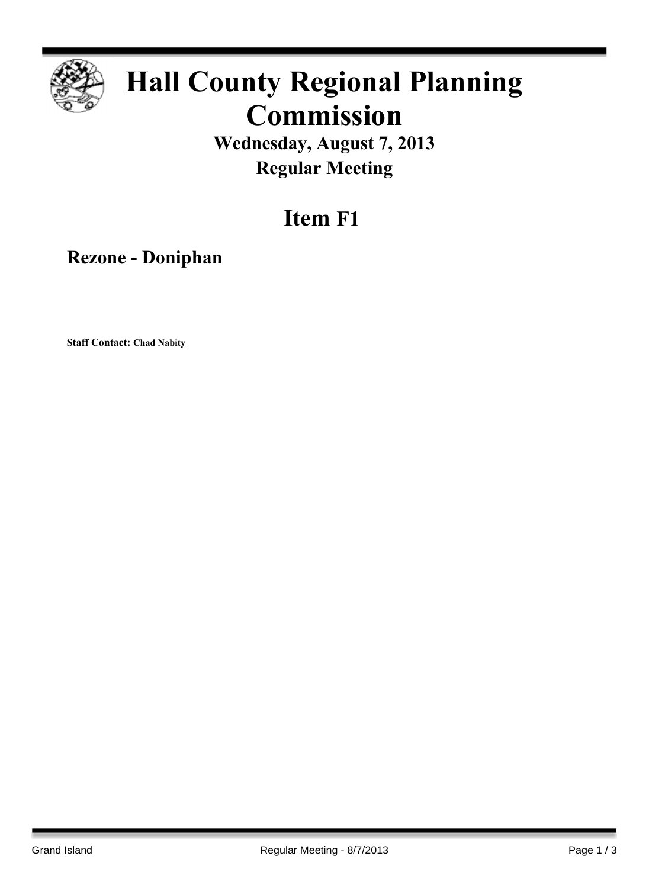# Hall County Regional Planning Commission

## Wednesday, August 7, 2013

## Regular Meeting

# Item F1

## Rezone - Doniphan

**Staff Contact: Chad Nabity**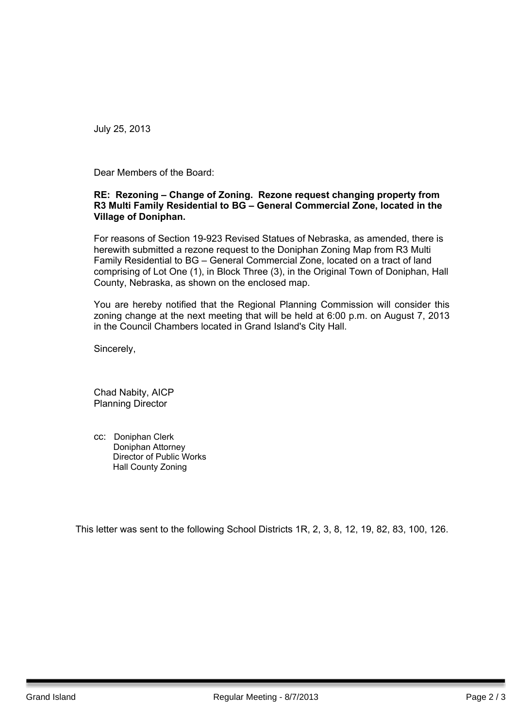July 25, 2013

Dear Members of the Board:

**RE: Rezoning – Change of Zoning. Rezone request changing property from R3 Multi Family Residential to BG – General Commercial Zone, located in the Village of Doniphan.**

For reasons of Section 19-923 Revised Statues of Nebraska, as amended, there is herewith submitted a rezone request to the Doniphan Zoning Map from R3 Multi Family Residential to BG – General Commercial Zone, located on a tract of land comprising of Lot One (1), in Block Three (3), in the Original Town of Doniphan, Hall County, Nebraska, as shown on the enclosed map.

You are hereby notified that the Regional Planning Commission will consider this zoning change at the next meeting that will be held at 6:00 p.m. on August 7, 2013 in the Council Chambers located in Grand Island's City Hall.

Sincerely,

Chad Nabity, AICP
Planning Director

cc: Doniphan Clerk
Doniphan Attorney
Director of Public Works
Hall County Zoning

This letter was sent to the following School Districts 1R, 2, 3, 8, 12, 19, 82, 83, 100, 126.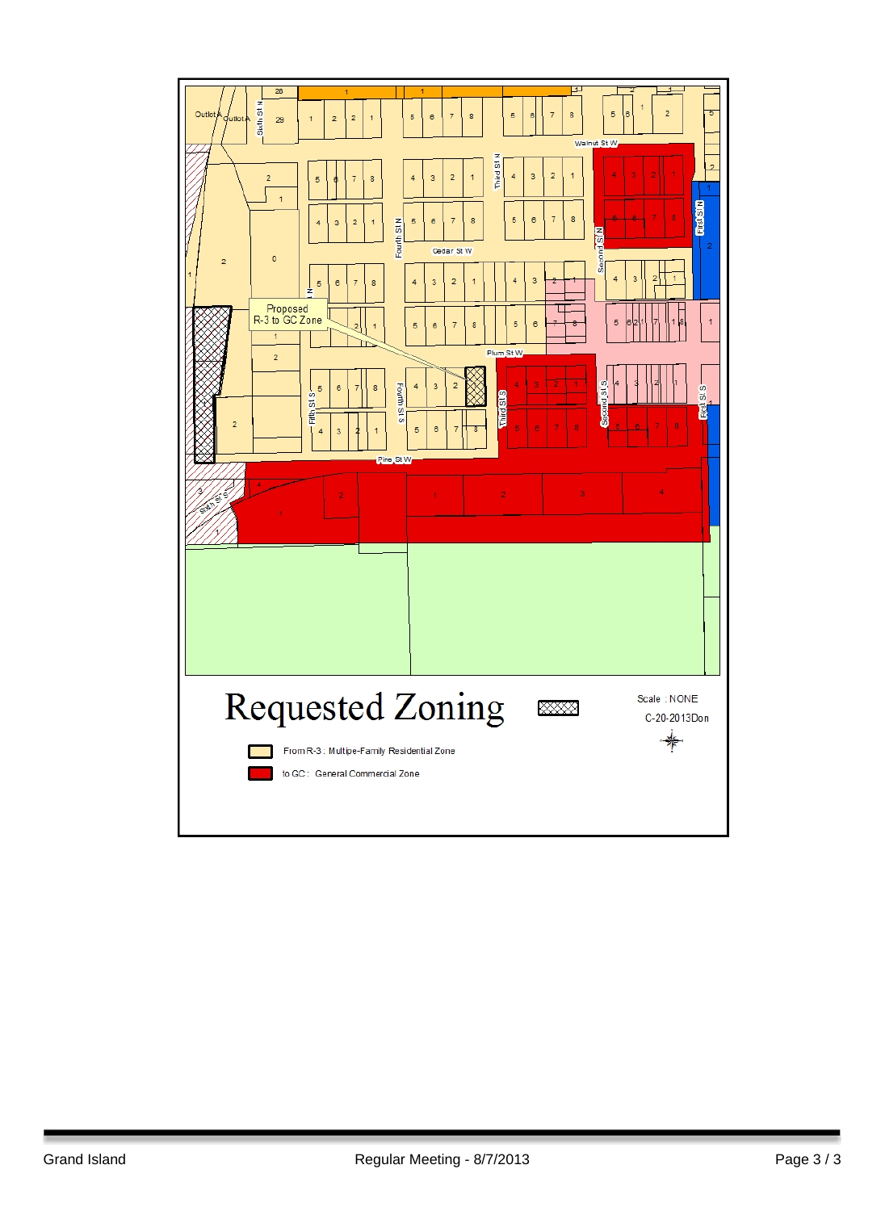Proposed R-3 to GC Zone

Walnut St W

Cedar St W

Plum St W

Pine St W

Sixth St N

Fourth St N

Third St N

Second St N

First St N

Fifth St S

Fourth St S

Third St S

Second St S

First St S

Sixth St S

Outlot A

# Requested Zoning

Scale : NONE

C-20-2013Don

From R-3 : Multipe-Family Residential Zone

to GC : General Commercial Zone